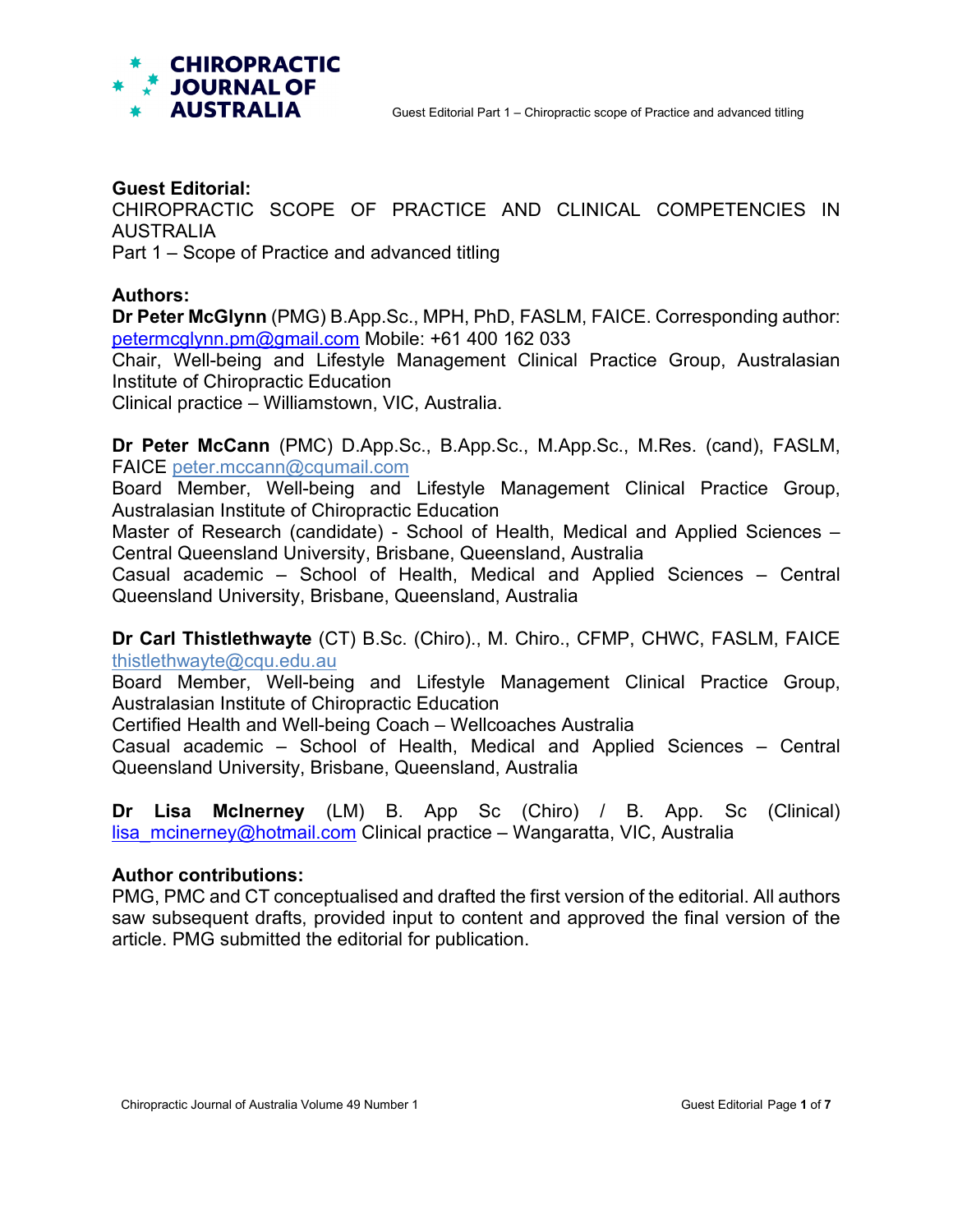**Guest Editorial:**

CHIROPRACTIC SCOPE OF PRACTICE AND CLINICAL COMPETENCIES IN AUSTRALIA

Part 1 – Scope of Practice and advanced titling

**Authors:**

**Dr Peter McGlynn** (PMG) B.App.Sc., MPH, PhD, FASLM, FAICE. Corresponding author: petermcglynn.pm@gmail.com Mobile: +61 400 162 033
Chair, Well-being and Lifestyle Management Clinical Practice Group, Australasian Institute of Chiropractic Education
Clinical practice – Williamstown, VIC, Australia.

**Dr Peter McCann** (PMC) D.App.Sc., B.App.Sc., M.App.Sc., M.Res. (cand), FASLM, FAICE peter.mccann@cqumail.com
Board Member, Well-being and Lifestyle Management Clinical Practice Group, Australasian Institute of Chiropractic Education
Master of Research (candidate) - School of Health, Medical and Applied Sciences – Central Queensland University, Brisbane, Queensland, Australia
Casual academic – School of Health, Medical and Applied Sciences – Central Queensland University, Brisbane, Queensland, Australia

**Dr Carl Thistlethwayte** (CT) B.Sc. (Chiro)., M. Chiro., CFMP, CHWC, FASLM, FAICE thistlethwayte@cqu.edu.au
Board Member, Well-being and Lifestyle Management Clinical Practice Group, Australasian Institute of Chiropractic Education
Certified Health and Well-being Coach – Wellcoaches Australia
Casual academic – School of Health, Medical and Applied Sciences – Central Queensland University, Brisbane, Queensland, Australia

**Dr Lisa McInerney** (LM) B. App Sc (Chiro) / B. App. Sc (Clinical) lisa_mcinerney@hotmail.com Clinical practice – Wangaratta, VIC, Australia

**Author contributions:**

PMG, PMC and CT conceptualised and drafted the first version of the editorial. All authors saw subsequent drafts, provided input to content and approved the final version of the article. PMG submitted the editorial for publication.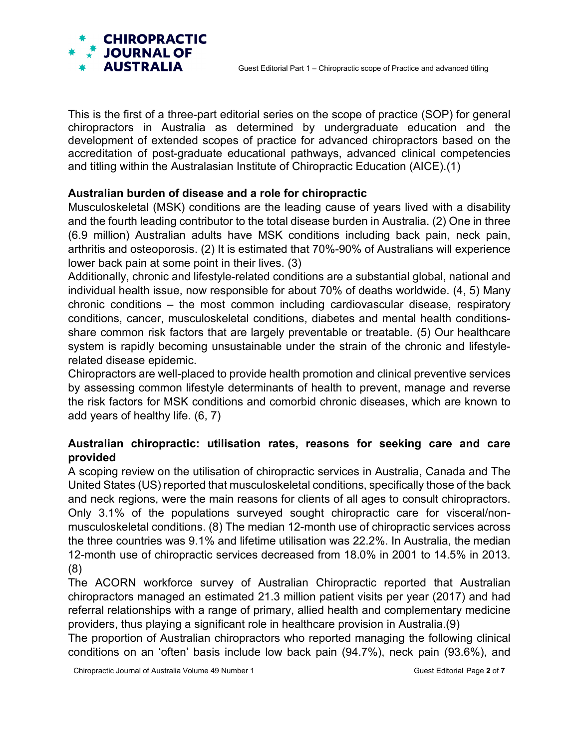This is the first of a three-part editorial series on the scope of practice (SOP) for general chiropractors in Australia as determined by undergraduate education and the development of extended scopes of practice for advanced chiropractors based on the accreditation of post-graduate educational pathways, advanced clinical competencies and titling within the Australasian Institute of Chiropractic Education (AICE).(1)

### Australian burden of disease and a role for chiropractic

Musculoskeletal (MSK) conditions are the leading cause of years lived with a disability and the fourth leading contributor to the total disease burden in Australia. (2) One in three (6.9 million) Australian adults have MSK conditions including back pain, neck pain, arthritis and osteoporosis. (2) It is estimated that 70%-90% of Australians will experience lower back pain at some point in their lives. (3)

Additionally, chronic and lifestyle-related conditions are a substantial global, national and individual health issue, now responsible for about 70% of deaths worldwide. (4, 5) Many chronic conditions – the most common including cardiovascular disease, respiratory conditions, cancer, musculoskeletal conditions, diabetes and mental health conditions- share common risk factors that are largely preventable or treatable. (5) Our healthcare system is rapidly becoming unsustainable under the strain of the chronic and lifestyle-related disease epidemic.

Chiropractors are well-placed to provide health promotion and clinical preventive services by assessing common lifestyle determinants of health to prevent, manage and reverse the risk factors for MSK conditions and comorbid chronic diseases, which are known to add years of healthy life. (6, 7)

### Australian chiropractic: utilisation rates, reasons for seeking care and care provided

A scoping review on the utilisation of chiropractic services in Australia, Canada and The United States (US) reported that musculoskeletal conditions, specifically those of the back and neck regions, were the main reasons for clients of all ages to consult chiropractors. Only 3.1% of the populations surveyed sought chiropractic care for visceral/non-musculoskeletal conditions. (8) The median 12-month use of chiropractic services across the three countries was 9.1% and lifetime utilisation was 22.2%. In Australia, the median 12-month use of chiropractic services decreased from 18.0% in 2001 to 14.5% in 2013. (8)

The ACORN workforce survey of Australian Chiropractic reported that Australian chiropractors managed an estimated 21.3 million patient visits per year (2017) and had referral relationships with a range of primary, allied health and complementary medicine providers, thus playing a significant role in healthcare provision in Australia.(9)

The proportion of Australian chiropractors who reported managing the following clinical conditions on an 'often' basis include low back pain (94.7%), neck pain (93.6%), and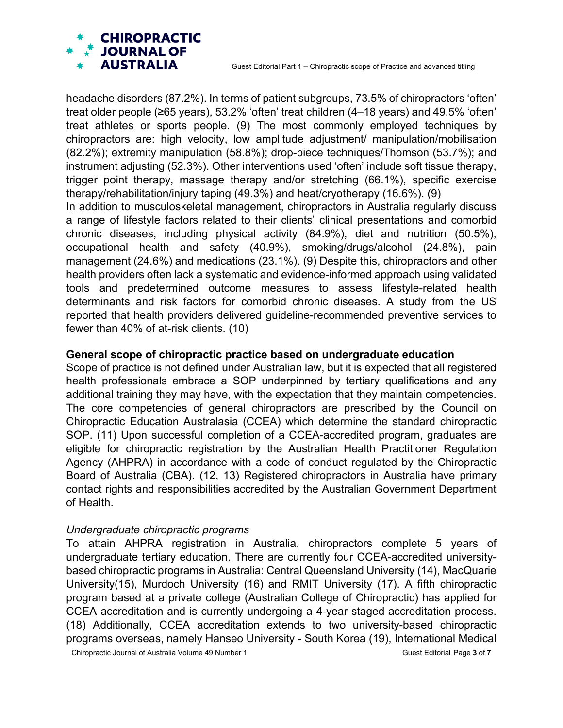headache disorders (87.2%). In terms of patient subgroups, 73.5% of chiropractors 'often' treat older people (≥65 years), 53.2% 'often' treat children (4–18 years) and 49.5% 'often' treat athletes or sports people. (9) The most commonly employed techniques by chiropractors are: high velocity, low amplitude adjustment/ manipulation/mobilisation (82.2%); extremity manipulation (58.8%); drop-piece techniques/Thomson (53.7%); and instrument adjusting (52.3%). Other interventions used 'often' include soft tissue therapy, trigger point therapy, massage therapy and/or stretching (66.1%), specific exercise therapy/rehabilitation/injury taping (49.3%) and heat/cryotherapy (16.6%). (9)

In addition to musculoskeletal management, chiropractors in Australia regularly discuss a range of lifestyle factors related to their clients' clinical presentations and comorbid chronic diseases, including physical activity (84.9%), diet and nutrition (50.5%), occupational health and safety (40.9%), smoking/drugs/alcohol (24.8%), pain management (24.6%) and medications (23.1%). (9) Despite this, chiropractors and other health providers often lack a systematic and evidence-informed approach using validated tools and predetermined outcome measures to assess lifestyle-related health determinants and risk factors for comorbid chronic diseases. A study from the US reported that health providers delivered guideline-recommended preventive services to fewer than 40% of at-risk clients. (10)

**General scope of chiropractic practice based on undergraduate education**

Scope of practice is not defined under Australian law, but it is expected that all registered health professionals embrace a SOP underpinned by tertiary qualifications and any additional training they may have, with the expectation that they maintain competencies. The core competencies of general chiropractors are prescribed by the Council on Chiropractic Education Australasia (CCEA) which determine the standard chiropractic SOP. (11) Upon successful completion of a CCEA-accredited program, graduates are eligible for chiropractic registration by the Australian Health Practitioner Regulation Agency (AHPRA) in accordance with a code of conduct regulated by the Chiropractic Board of Australia (CBA). (12, 13) Registered chiropractors in Australia have primary contact rights and responsibilities accredited by the Australian Government Department of Health.

*Undergraduate chiropractic programs*

To attain AHPRA registration in Australia, chiropractors complete 5 years of undergraduate tertiary education. There are currently four CCEA-accredited university-based chiropractic programs in Australia: Central Queensland University (14), MacQuarie University(15), Murdoch University (16) and RMIT University (17). A fifth chiropractic program based at a private college (Australian College of Chiropractic) has applied for CCEA accreditation and is currently undergoing a 4-year staged accreditation process. (18) Additionally, CCEA accreditation extends to two university-based chiropractic programs overseas, namely Hanseo University - South Korea (19), International Medical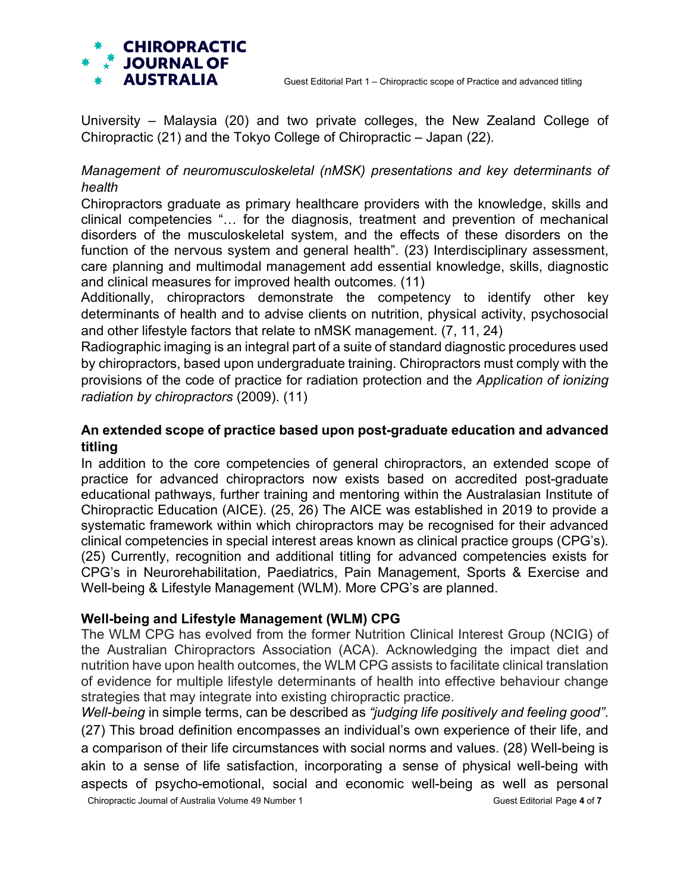University – Malaysia (20) and two private colleges, the New Zealand College of Chiropractic (21) and the Tokyo College of Chiropractic – Japan (22).

*Management of neuromusculoskeletal (nMSK) presentations and key determinants of health*

Chiropractors graduate as primary healthcare providers with the knowledge, skills and clinical competencies "… for the diagnosis, treatment and prevention of mechanical disorders of the musculoskeletal system, and the effects of these disorders on the function of the nervous system and general health". (23) Interdisciplinary assessment, care planning and multimodal management add essential knowledge, skills, diagnostic and clinical measures for improved health outcomes. (11)

Additionally, chiropractors demonstrate the competency to identify other key determinants of health and to advise clients on nutrition, physical activity, psychosocial and other lifestyle factors that relate to nMSK management. (7, 11, 24)

Radiographic imaging is an integral part of a suite of standard diagnostic procedures used by chiropractors, based upon undergraduate training. Chiropractors must comply with the provisions of the code of practice for radiation protection and the *Application of ionizing radiation by chiropractors* (2009). (11)

## An extended scope of practice based upon post-graduate education and advanced titling

In addition to the core competencies of general chiropractors, an extended scope of practice for advanced chiropractors now exists based on accredited post-graduate educational pathways, further training and mentoring within the Australasian Institute of Chiropractic Education (AICE). (25, 26) The AICE was established in 2019 to provide a systematic framework within which chiropractors may be recognised for their advanced clinical competencies in special interest areas known as clinical practice groups (CPG's). (25) Currently, recognition and additional titling for advanced competencies exists for CPG's in Neurorehabilitation, Paediatrics, Pain Management, Sports & Exercise and Well-being & Lifestyle Management (WLM). More CPG's are planned.

## Well-being and Lifestyle Management (WLM) CPG

The WLM CPG has evolved from the former Nutrition Clinical Interest Group (NCIG) of the Australian Chiropractors Association (ACA). Acknowledging the impact diet and nutrition have upon health outcomes, the WLM CPG assists to facilitate clinical translation of evidence for multiple lifestyle determinants of health into effective behaviour change strategies that may integrate into existing chiropractic practice.

*Well-being* in simple terms, can be described as *"judging life positively and feeling good"*. (27) This broad definition encompasses an individual's own experience of their life, and a comparison of their life circumstances with social norms and values. (28) Well-being is akin to a sense of life satisfaction, incorporating a sense of physical well-being with aspects of psycho-emotional, social and economic well-being as well as personal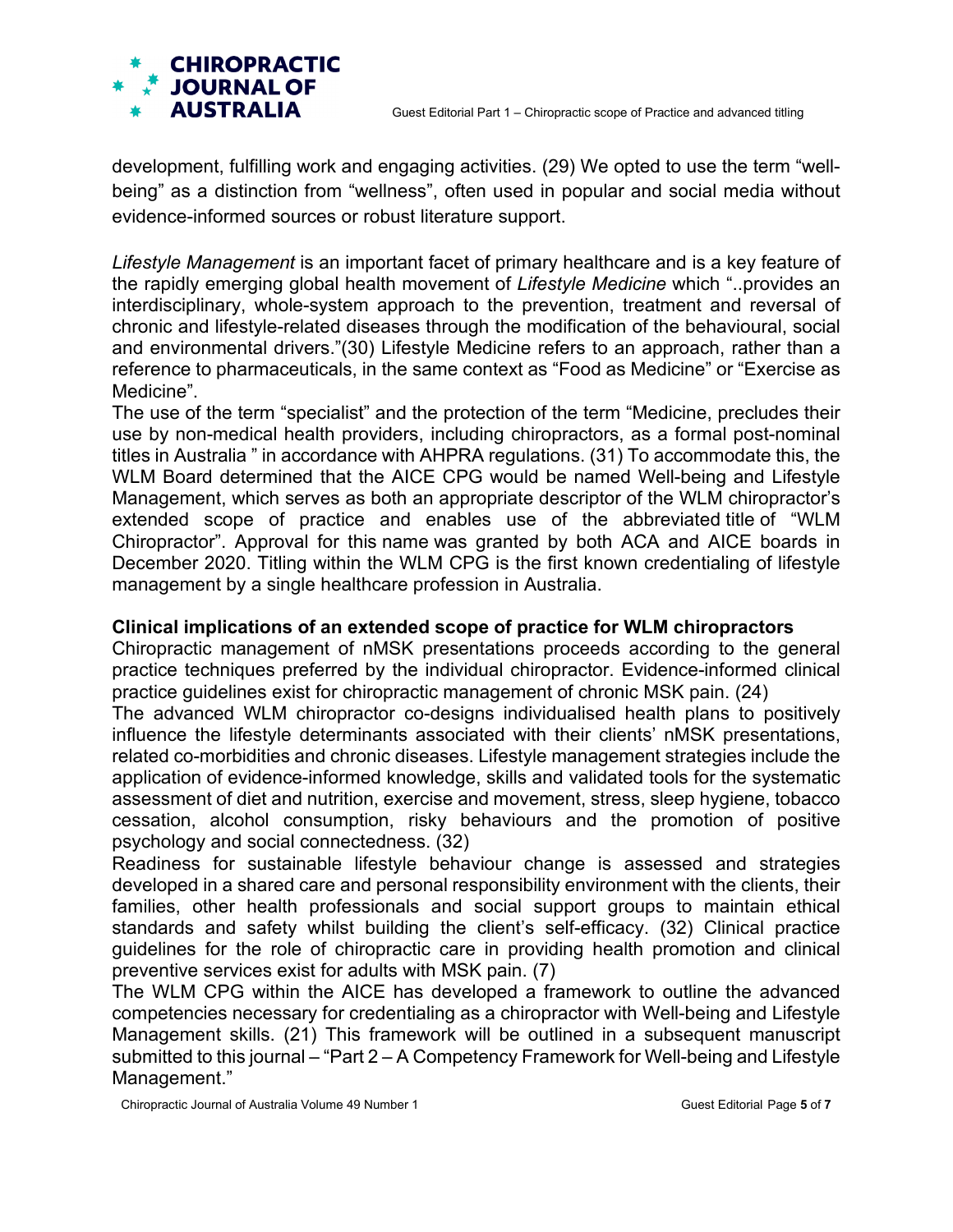development, fulfilling work and engaging activities. (29) We opted to use the term "well-being" as a distinction from "wellness", often used in popular and social media without evidence-informed sources or robust literature support.

*Lifestyle Management* is an important facet of primary healthcare and is a key feature of the rapidly emerging global health movement of *Lifestyle Medicine* which "..provides an interdisciplinary, whole-system approach to the prevention, treatment and reversal of chronic and lifestyle-related diseases through the modification of the behavioural, social and environmental drivers."(30) Lifestyle Medicine refers to an approach, rather than a reference to pharmaceuticals, in the same context as "Food as Medicine" or "Exercise as Medicine".

The use of the term "specialist" and the protection of the term "Medicine, precludes their use by non-medical health providers, including chiropractors, as a formal post-nominal titles in Australia " in accordance with AHPRA regulations. (31) To accommodate this, the WLM Board determined that the AICE CPG would be named Well-being and Lifestyle Management, which serves as both an appropriate descriptor of the WLM chiropractor's extended scope of practice and enables use of the abbreviated title of "WLM Chiropractor". Approval for this name was granted by both ACA and AICE boards in December 2020. Titling within the WLM CPG is the first known credentialing of lifestyle management by a single healthcare profession in Australia.

**Clinical implications of an extended scope of practice for WLM chiropractors**

Chiropractic management of nMSK presentations proceeds according to the general practice techniques preferred by the individual chiropractor. Evidence-informed clinical practice guidelines exist for chiropractic management of chronic MSK pain. (24)

The advanced WLM chiropractor co-designs individualised health plans to positively influence the lifestyle determinants associated with their clients' nMSK presentations, related co-morbidities and chronic diseases. Lifestyle management strategies include the application of evidence-informed knowledge, skills and validated tools for the systematic assessment of diet and nutrition, exercise and movement, stress, sleep hygiene, tobacco cessation, alcohol consumption, risky behaviours and the promotion of positive psychology and social connectedness. (32)

Readiness for sustainable lifestyle behaviour change is assessed and strategies developed in a shared care and personal responsibility environment with the clients, their families, other health professionals and social support groups to maintain ethical standards and safety whilst building the client's self-efficacy. (32) Clinical practice guidelines for the role of chiropractic care in providing health promotion and clinical preventive services exist for adults with MSK pain. (7)

The WLM CPG within the AICE has developed a framework to outline the advanced competencies necessary for credentialing as a chiropractor with Well-being and Lifestyle Management skills. (21) This framework will be outlined in a subsequent manuscript submitted to this journal – "Part 2 – A Competency Framework for Well-being and Lifestyle Management."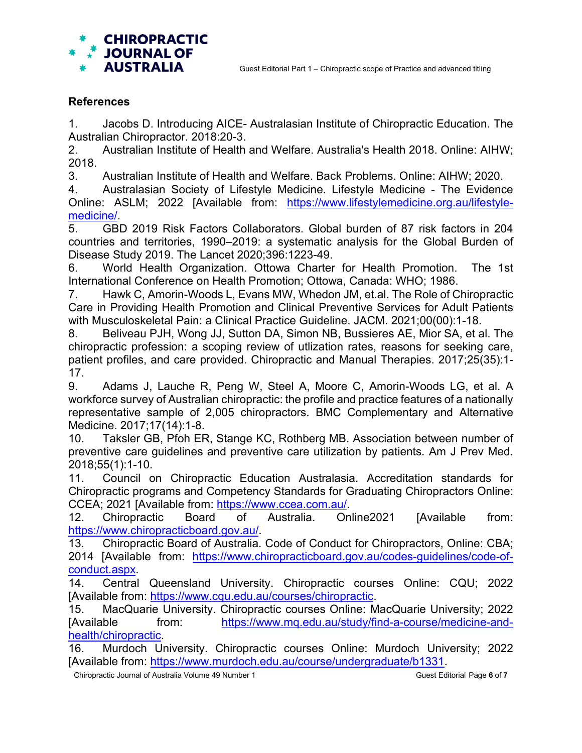## References

1. Jacobs D. Introducing AICE- Australasian Institute of Chiropractic Education. The Australian Chiropractor. 2018:20-3.
2. Australian Institute of Health and Welfare. Australia's Health 2018. Online: AIHW; 2018.
3. Australian Institute of Health and Welfare. Back Problems. Online: AIHW; 2020.
4. Australasian Society of Lifestyle Medicine. Lifestyle Medicine - The Evidence Online: ASLM; 2022 [Available from: https://www.lifestylemedicine.org.au/lifestyle-medicine/.
5. GBD 2019 Risk Factors Collaborators. Global burden of 87 risk factors in 204 countries and territories, 1990–2019: a systematic analysis for the Global Burden of Disease Study 2019. The Lancet 2020;396:1223-49.
6. World Health Organization. Ottowa Charter for Health Promotion. The 1st International Conference on Health Promotion; Ottowa, Canada: WHO; 1986.
7. Hawk C, Amorin-Woods L, Evans MW, Whedon JM, et.al. The Role of Chiropractic Care in Providing Health Promotion and Clinical Preventive Services for Adult Patients with Musculoskeletal Pain: a Clinical Practice Guideline. JACM. 2021;00(00):1-18.
8. Beliveau PJH, Wong JJ, Sutton DA, Simon NB, Bussieres AE, Mior SA, et al. The chiropractic profession: a scoping review of utlization rates, reasons for seeking care, patient profiles, and care provided. Chiropractic and Manual Therapies. 2017;25(35):1-17.
9. Adams J, Lauche R, Peng W, Steel A, Moore C, Amorin-Woods LG, et al. A workforce survey of Australian chiropractic: the profile and practice features of a nationally representative sample of 2,005 chiropractors. BMC Complementary and Alternative Medicine. 2017;17(14):1-8.
10. Taksler GB, Pfoh ER, Stange KC, Rothberg MB. Association between number of preventive care guidelines and preventive care utilization by patients. Am J Prev Med. 2018;55(1):1-10.
11. Council on Chiropractic Education Australasia. Accreditation standards for Chiropractic programs and Competency Standards for Graduating Chiropractors Online: CCEA; 2021 [Available from: https://www.ccea.com.au/.
12. Chiropractic Board of Australia. Online2021 [Available from: https://www.chiropracticboard.gov.au/.
13. Chiropractic Board of Australia. Code of Conduct for Chiropractors, Online: CBA; 2014 [Available from: https://www.chiropracticboard.gov.au/codes-guidelines/code-of-conduct.aspx.
14. Central Queensland University. Chiropractic courses Online: CQU; 2022 [Available from: https://www.cqu.edu.au/courses/chiropractic.
15. MacQuarie University. Chiropractic courses Online: MacQuarie University; 2022 [Available from: https://www.mq.edu.au/study/find-a-course/medicine-and-health/chiropractic.
16. Murdoch University. Chiropractic courses Online: Murdoch University; 2022 [Available from: https://www.murdoch.edu.au/course/undergraduate/b1331.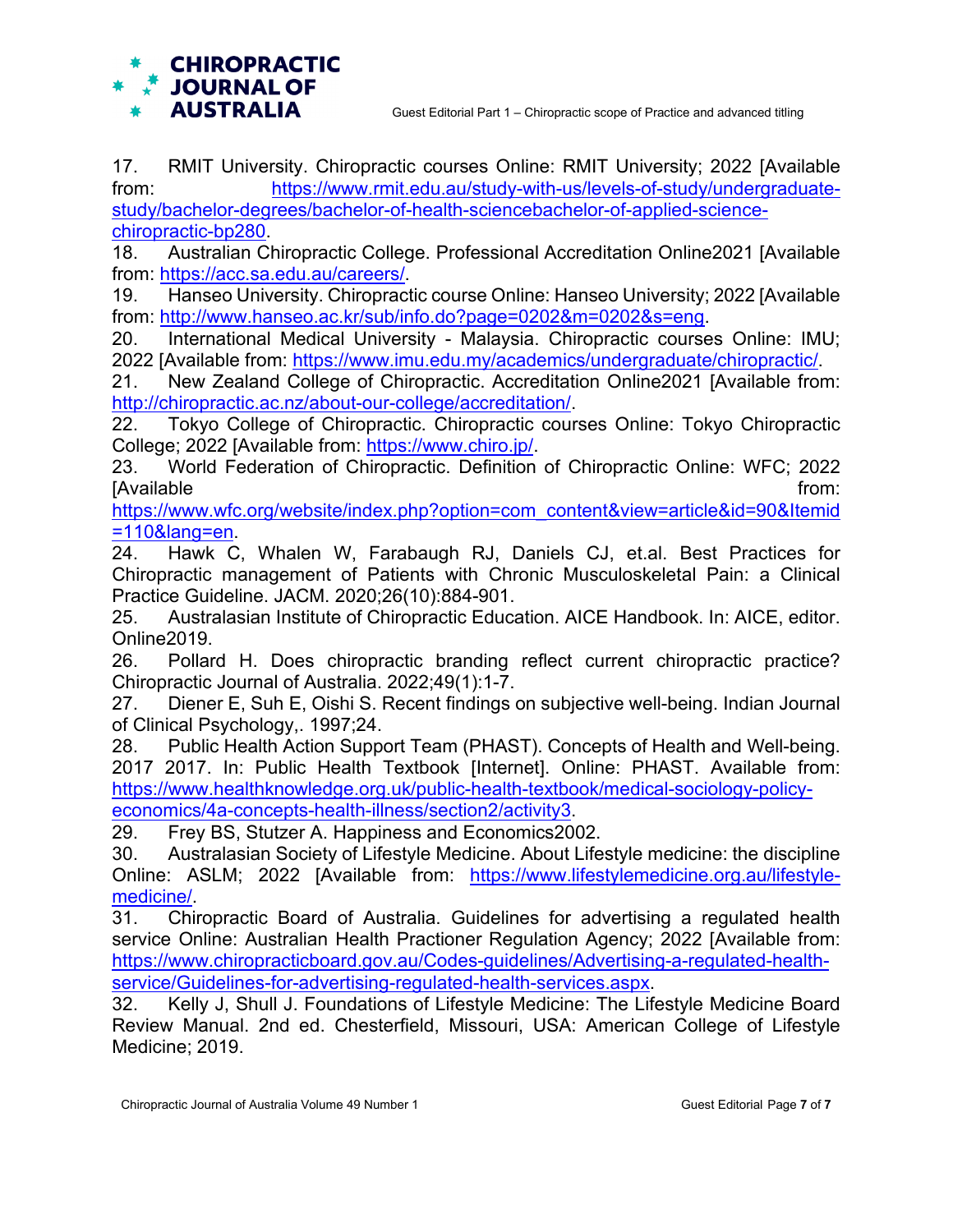17. RMIT University. Chiropractic courses Online: RMIT University; 2022 [Available from: https://www.rmit.edu.au/study-with-us/levels-of-study/undergraduate-study/bachelor-degrees/bachelor-of-health-sciencebachelor-of-applied-science-chiropractic-bp280.

18. Australian Chiropractic College. Professional Accreditation Online2021 [Available from: https://acc.sa.edu.au/careers/.

19. Hanseo University. Chiropractic course Online: Hanseo University; 2022 [Available from: http://www.hanseo.ac.kr/sub/info.do?page=0202&m=0202&s=eng.

20. International Medical University - Malaysia. Chiropractic courses Online: IMU; 2022 [Available from: https://www.imu.edu.my/academics/undergraduate/chiropractic/.

21. New Zealand College of Chiropractic. Accreditation Online2021 [Available from: http://chiropractic.ac.nz/about-our-college/accreditation/.

22. Tokyo College of Chiropractic. Chiropractic courses Online: Tokyo Chiropractic College; 2022 [Available from: https://www.chiro.jp/.

23. World Federation of Chiropractic. Definition of Chiropractic Online: WFC; 2022 [Available from: https://www.wfc.org/website/index.php?option=com_content&view=article&id=90&Itemid=110&lang=en.

24. Hawk C, Whalen W, Farabaugh RJ, Daniels CJ, et.al. Best Practices for Chiropractic management of Patients with Chronic Musculoskeletal Pain: a Clinical Practice Guideline. JACM. 2020;26(10):884-901.

25. Australasian Institute of Chiropractic Education. AICE Handbook. In: AICE, editor. Online2019.

26. Pollard H. Does chiropractic branding reflect current chiropractic practice? Chiropractic Journal of Australia. 2022;49(1):1-7.

27. Diener E, Suh E, Oishi S. Recent findings on subjective well-being. Indian Journal of Clinical Psychology,. 1997;24.

28. Public Health Action Support Team (PHAST). Concepts of Health and Well-being. 2017 2017. In: Public Health Textbook [Internet]. Online: PHAST. Available from: https://www.healthknowledge.org.uk/public-health-textbook/medical-sociology-policy-economics/4a-concepts-health-illness/section2/activity3.

29. Frey BS, Stutzer A. Happiness and Economics2002.

30. Australasian Society of Lifestyle Medicine. About Lifestyle medicine: the discipline Online: ASLM; 2022 [Available from: https://www.lifestylemedicine.org.au/lifestyle-medicine/.

31. Chiropractic Board of Australia. Guidelines for advertising a regulated health service Online: Australian Health Practioner Regulation Agency; 2022 [Available from: https://www.chiropracticboard.gov.au/Codes-guidelines/Advertising-a-regulated-health-service/Guidelines-for-advertising-regulated-health-services.aspx.

32. Kelly J, Shull J. Foundations of Lifestyle Medicine: The Lifestyle Medicine Board Review Manual. 2nd ed. Chesterfield, Missouri, USA: American College of Lifestyle Medicine; 2019.